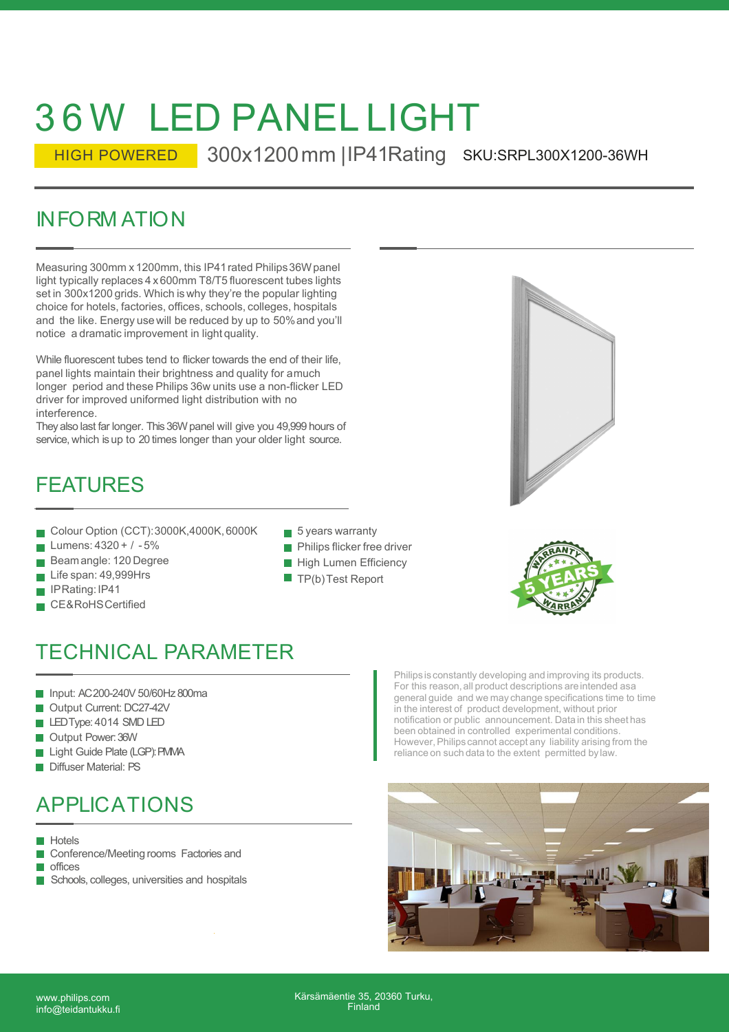# 36W LED PANEL LIGHT

HIGH POWERED 300x1200mm |IP41Rating SKU:SRPL300X1200-36WH

## INFORMATION

Measuring 300mm x 1200mm, this IP41 rated Philips 36W panel light typically replaces 4 x 600mm T8/T5 fluorescent tubes lights set in 300x1200 grids. Which is why they're the popular lighting choice for hotels, factories, offices, schools, colleges, hospitals and the like. Energy use will be reduced by up to 50% and you'll notice a dramatic improvement in light quality.

While fluorescent tubes tend to flicker towards the end of their life, panel lights maintain their brightness and quality for a much longer period and these Philips 36w units use a non-flicker LED driver for improved uniformed light distribution with no interference.
They also last far longer. This 36W panel will give you 49,999 hours of service, which is up to 20 times longer than your older light source.

## FEATURES

- Colour Option (CCT): 3000K, 4000K, 6000K
- Lumens: 4320 + / - 5%
- Beam angle: 120 Degree
- Life span: 49,999Hrs
- IP Rating: IP41
- CE&RoHS Certified
- 5 years warranty
- Philips flicker free driver
- High Lumen Efficiency
- TP(b) Test Report

WARRANTY 5 YEARS WARRANTY

## TECHNICAL PARAMETER

- Input: AC200-240V 50/60Hz 800ma
- Output Current: DC27-42V
- LED Type: 4014 SMD LED
- Output Power: 36W
- Light Guide Plate (LGP): PMMA
- Diffuser Material: PS

Philips is constantly developing and improving its products. For this reason, all product descriptions are intended as a general guide and we may change specifications time to time in the interest of product development, without prior notification or public announcement. Data in this sheet has been obtained in controlled experimental conditions. However, Philips cannot accept any liability arising from the reliance on such data to the extent permitted by law.

## APPLICATIONS

- Hotels
- Conference/Meeting rooms Factories and
- offices
- Schools, colleges, universities and hospitals

www.philips.com
info@teidantukku.fi

Kärsämäentie 35, 20360 Turku,
Finland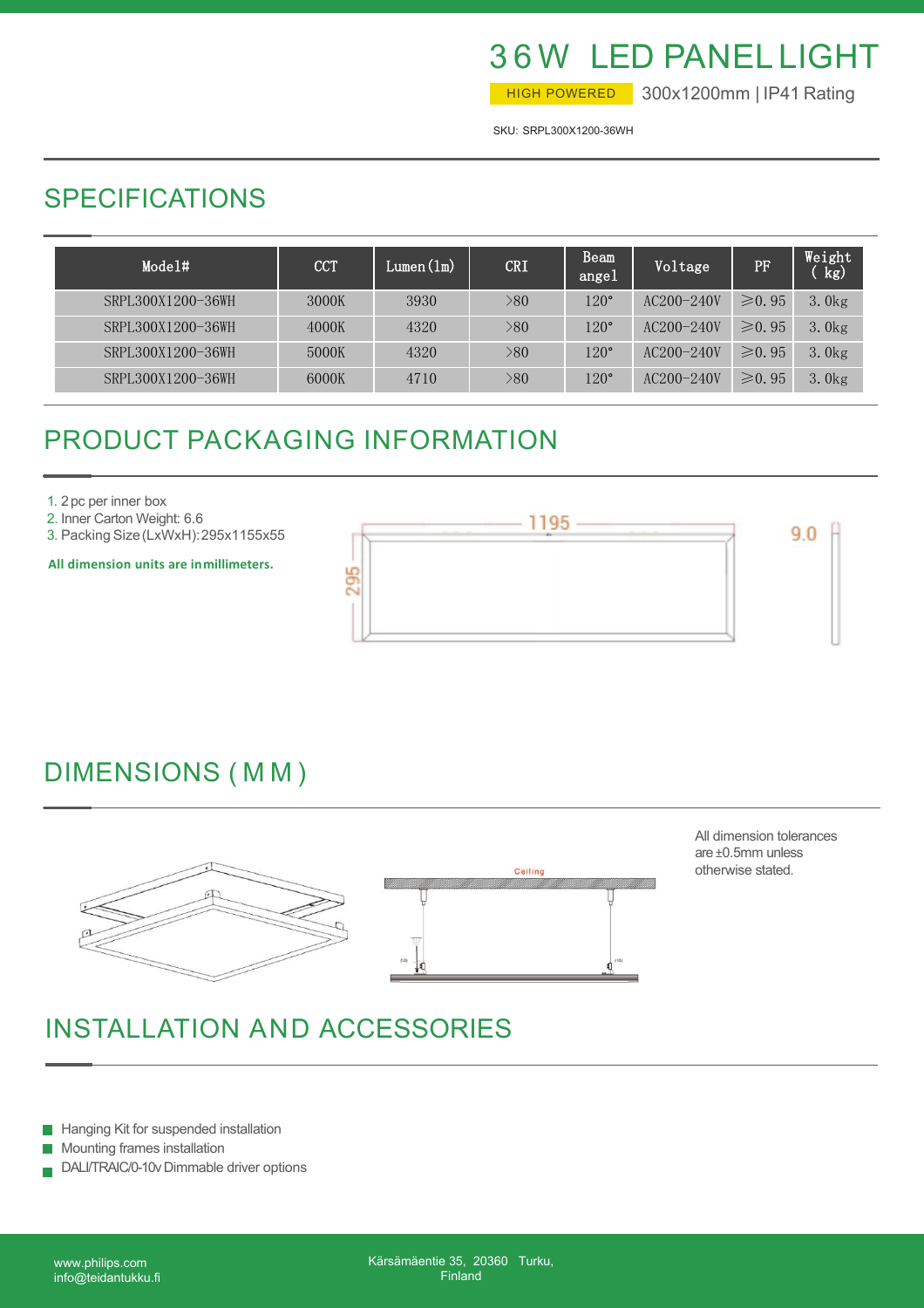# 36W LED PANEL LIGHT

HIGH POWERED 300x1200mm | IP41 Rating

SKU: SRPL300X1200-36WH

## SPECIFICATIONS

| Model# | CCT | Lumen(lm) | CRI | Beam angel | Voltage | PF | Weight ( kg) |
|---|---|---|---|---|---|---|---|
| SRPL300X1200-36WH | 3000K | 3930 | >80 | 120° | AC200-240V | ≥0.95 | 3.0kg |
| SRPL300X1200-36WH | 4000K | 4320 | >80 | 120° | AC200-240V | ≥0.95 | 3.0kg |
| SRPL300X1200-36WH | 5000K | 4320 | >80 | 120° | AC200-240V | ≥0.95 | 3.0kg |
| SRPL300X1200-36WH | 6000K | 4710 | >80 | 120° | AC200-240V | ≥0.95 | 3.0kg |

## PRODUCT PACKAGING INFORMATION

1. 2pc per inner box
2. Inner Carton Weight: 6.6
3. Packing Size (LxWxH): 295x1155x55

**All dimension units are in millimeters.**

1195

295

9.0

## DIMENSIONS (MM)

Ceiling

All dimension tolerances are ±0.5mm unless otherwise stated.

## INSTALLATION AND ACCESSORIES

- Hanging Kit for suspended installation
- Mounting frames installation
- DALI/TRAIC/0-10v Dimmable driver options

www.philips.com
info@teidantukku.fi

Kärsämäentie 35, 20360 Turku, Finland